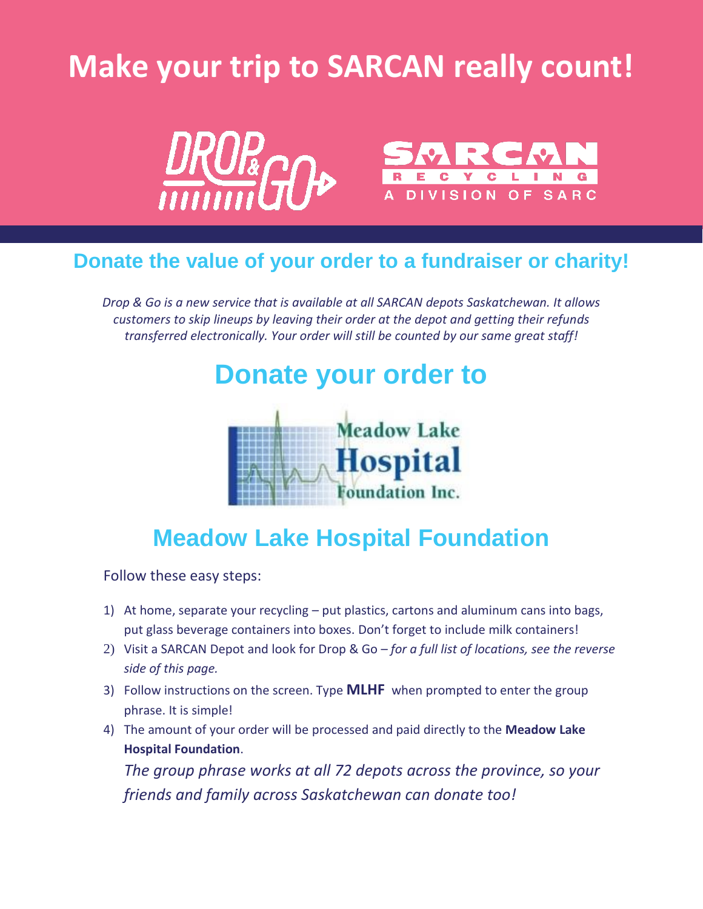# Make your trip to SARCAN really count!

DROP & GO

SARCAN RECYCLING
A DIVISION OF SARC

## Donate the value of your order to a fundraiser or charity!

*Drop & Go is a new service that is available at all SARCAN depots Saskatchewan. It allows customers to skip lineups by leaving their order at the depot and getting their refunds transferred electronically. Your order will still be counted by our same great staff!*

## Donate your order to

Meadow Lake Hospital Foundation Inc.

## Meadow Lake Hospital Foundation

Follow these easy steps:

1) At home, separate your recycling – put plastics, cartons and aluminum cans into bags, put glass beverage containers into boxes. Don't forget to include milk containers!
2) Visit a SARCAN Depot and look for Drop & Go – *for a full list of locations, see the reverse side of this page.*
3) Follow instructions on the screen. Type **MLHF** when prompted to enter the group phrase. It is simple!
4) The amount of your order will be processed and paid directly to the **Meadow Lake Hospital Foundation**.

*The group phrase works at all 72 depots across the province, so your friends and family across Saskatchewan can donate too!*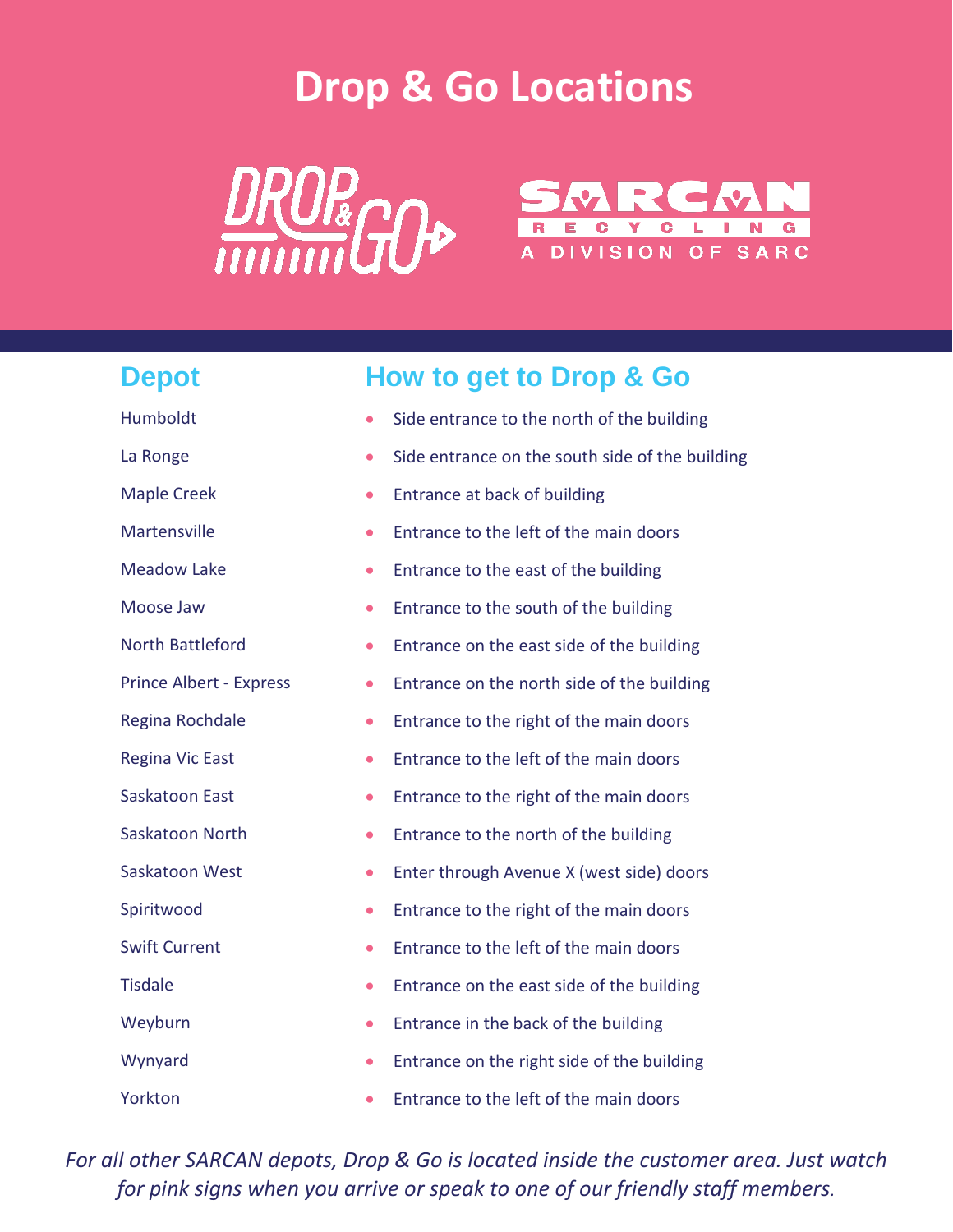# Drop & Go Locations

DROP & GO

SARCAN RECYCLING
A DIVISION OF SARC

| Depot | How to get to Drop & Go |
|---|---|
| Humboldt | Side entrance to the north of the building |
| La Ronge | Side entrance on the south side of the building |
| Maple Creek | Entrance at back of building |
| Martensville | Entrance to the left of the main doors |
| Meadow Lake | Entrance to the east of the building |
| Moose Jaw | Entrance to the south of the building |
| North Battleford | Entrance on the east side of the building |
| Prince Albert - Express | Entrance on the north side of the building |
| Regina Rochdale | Entrance to the right of the main doors |
| Regina Vic East | Entrance to the left of the main doors |
| Saskatoon East | Entrance to the right of the main doors |
| Saskatoon North | Entrance to the north of the building |
| Saskatoon West | Enter through Avenue X (west side) doors |
| Spiritwood | Entrance to the right of the main doors |
| Swift Current | Entrance to the left of the main doors |
| Tisdale | Entrance on the east side of the building |
| Weyburn | Entrance in the back of the building |
| Wynyard | Entrance on the right side of the building |
| Yorkton | Entrance to the left of the main doors |

*For all other SARCAN depots, Drop & Go is located inside the customer area. Just watch for pink signs when you arrive or speak to one of our friendly staff members.*